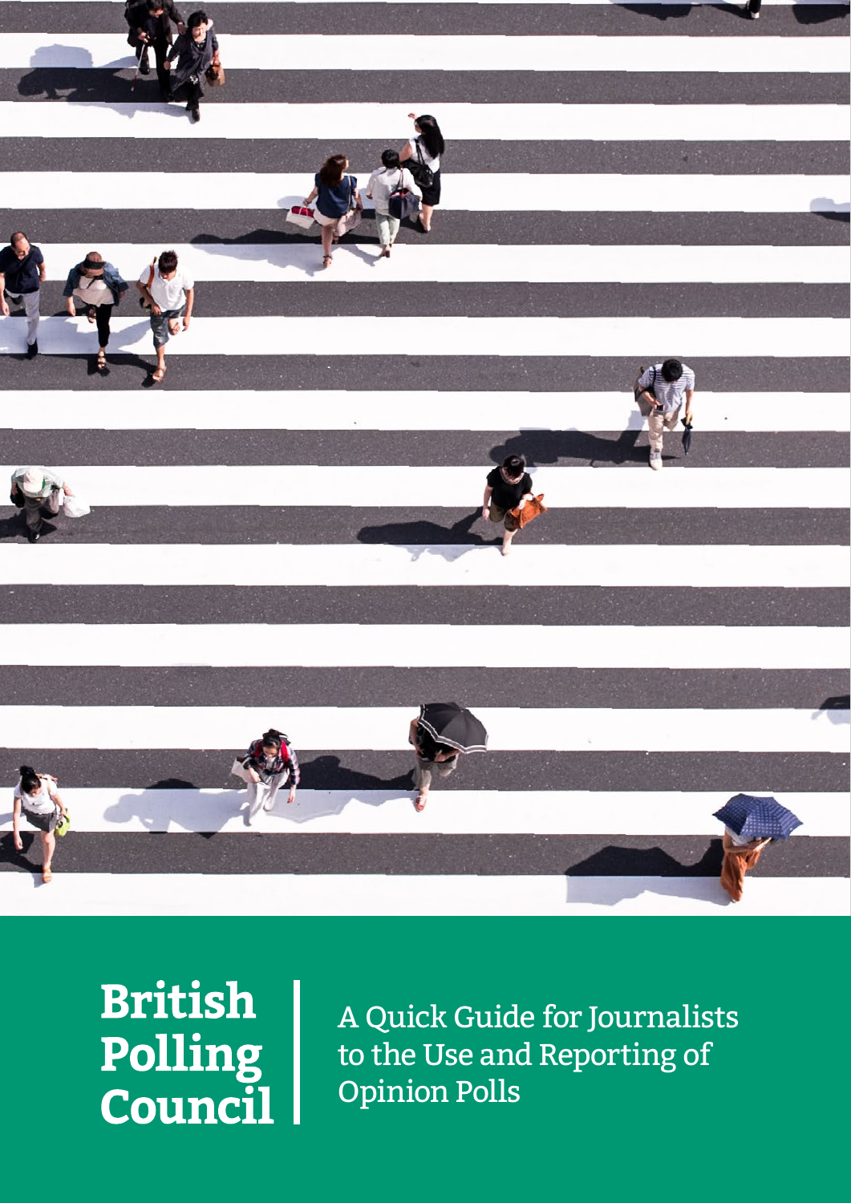**British Polling Council**

# A Quick Guide for Journalists to the Use and Reporting of Opinion Polls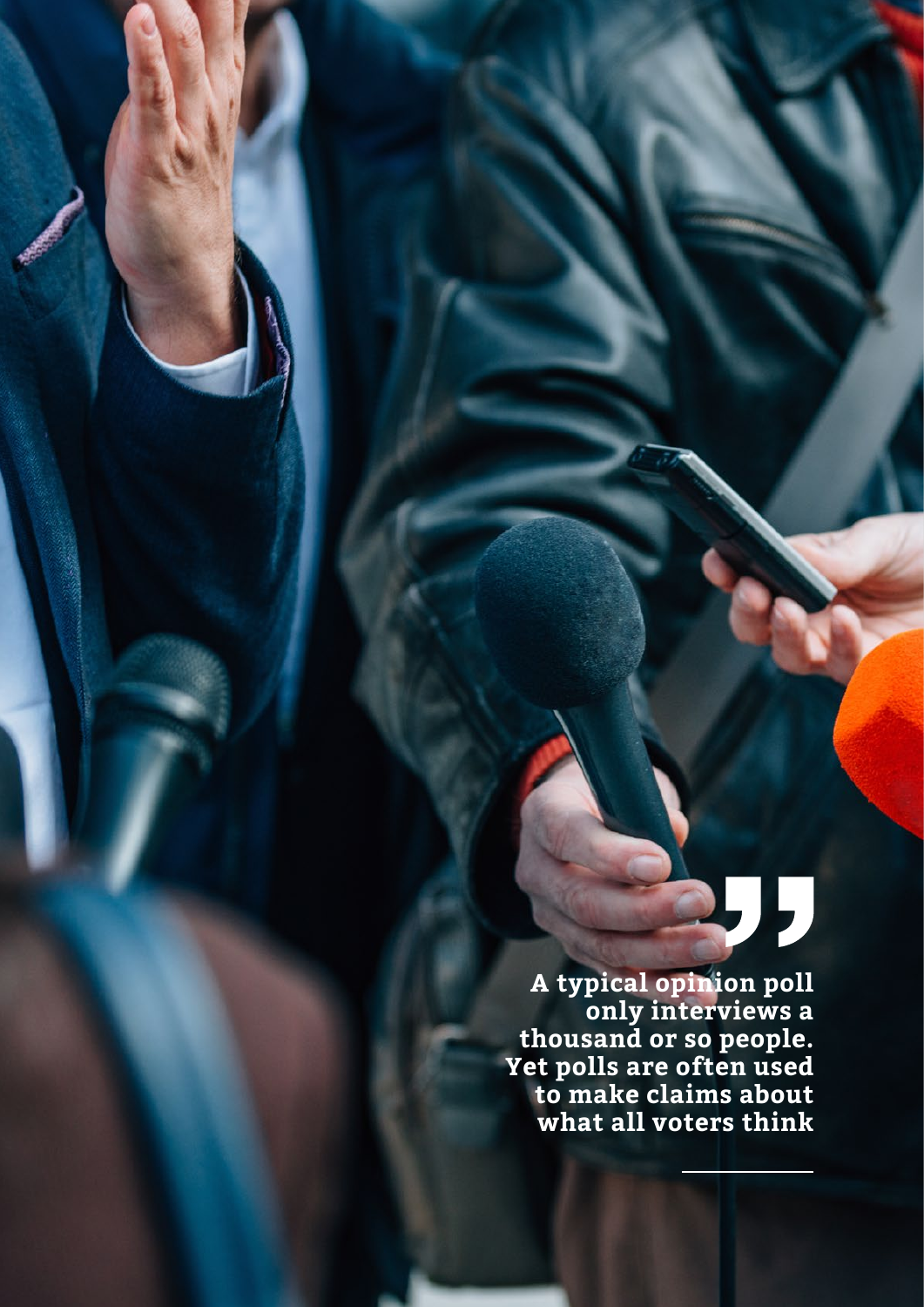> A typical opinion poll only interviews a thousand or so people. Yet polls are often used to make claims about what all voters think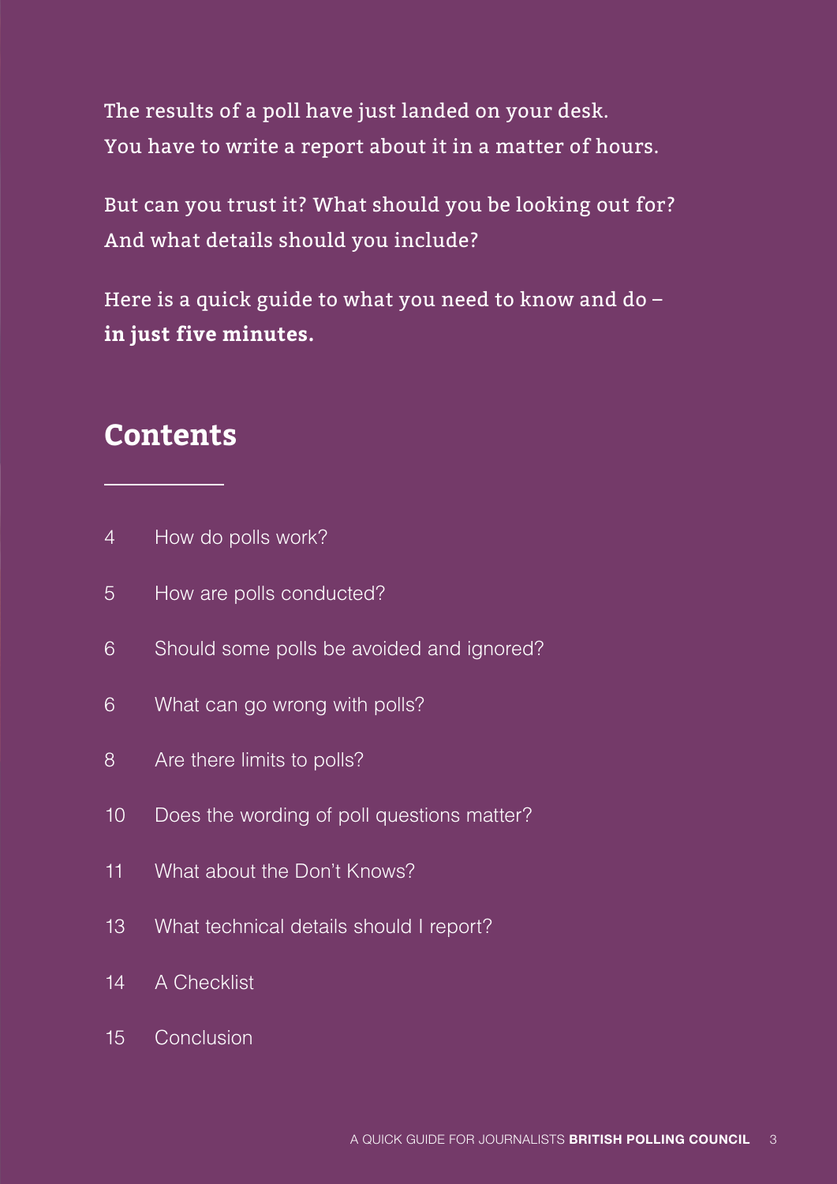The results of a poll have just landed on your desk.
You have to write a report about it in a matter of hours.

But can you trust it? What should you be looking out for?
And what details should you include?

Here is a quick guide to what you need to know and do – **in just five minutes.**

## Contents

- 4 How do polls work?
- 5 How are polls conducted?
- 6 Should some polls be avoided and ignored?
- 6 What can go wrong with polls?
- 8 Are there limits to polls?
- 10 Does the wording of poll questions matter?
- 11 What about the Don't Knows?
- 13 What technical details should I report?
- 14 A Checklist
- 15 Conclusion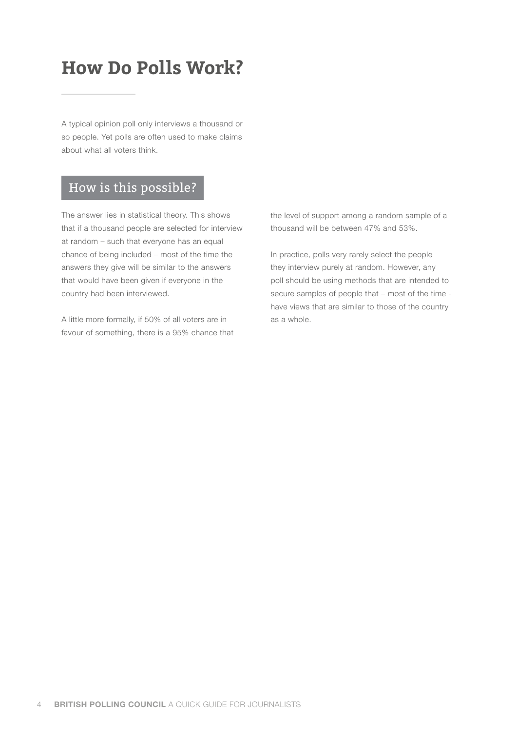# How Do Polls Work?

A typical opinion poll only interviews a thousand or so people. Yet polls are often used to make claims about what all voters think.

## How is this possible?

The answer lies in statistical theory. This shows that if a thousand people are selected for interview at random – such that everyone has an equal chance of being included – most of the time the answers they give will be similar to the answers that would have been given if everyone in the country had been interviewed.

A little more formally, if 50% of all voters are in favour of something, there is a 95% chance that the level of support among a random sample of a thousand will be between 47% and 53%.

In practice, polls very rarely select the people they interview purely at random. However, any poll should be using methods that are intended to secure samples of people that – most of the time - have views that are similar to those of the country as a whole.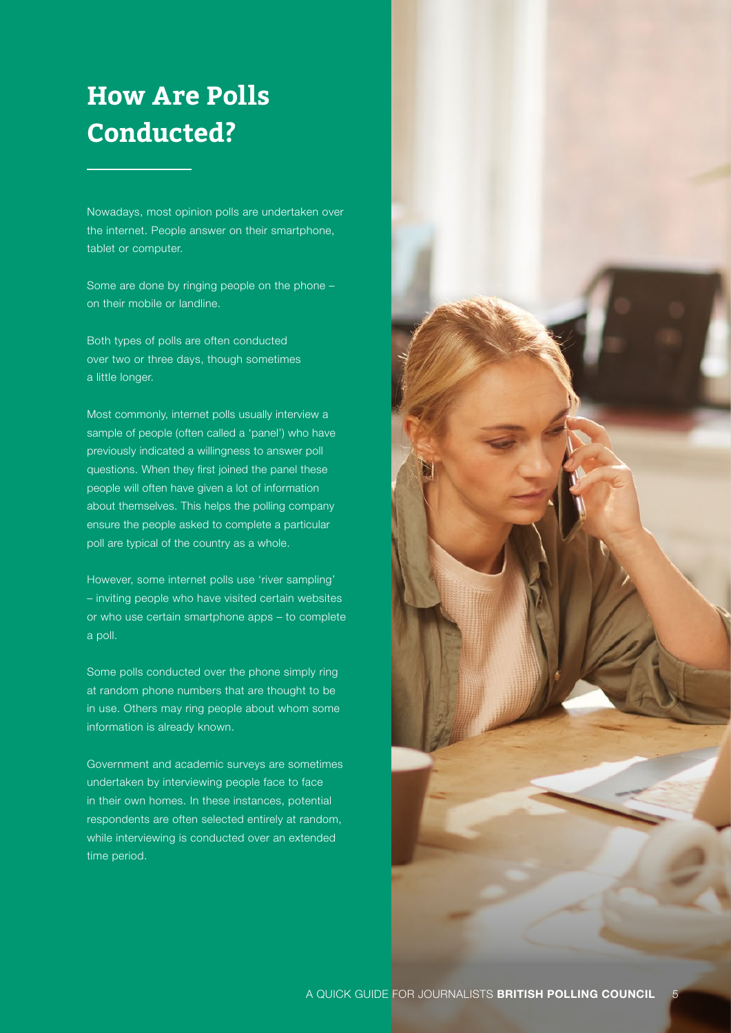# How Are Polls Conducted?

Nowadays, most opinion polls are undertaken over the internet. People answer on their smartphone, tablet or computer.

Some are done by ringing people on the phone – on their mobile or landline.

Both types of polls are often conducted over two or three days, though sometimes a little longer.

Most commonly, internet polls usually interview a sample of people (often called a 'panel') who have previously indicated a willingness to answer poll questions. When they first joined the panel these people will often have given a lot of information about themselves. This helps the polling company ensure the people asked to complete a particular poll are typical of the country as a whole.

However, some internet polls use 'river sampling' – inviting people who have visited certain websites or who use certain smartphone apps – to complete a poll.

Some polls conducted over the phone simply ring at random phone numbers that are thought to be in use. Others may ring people about whom some information is already known.

Government and academic surveys are sometimes undertaken by interviewing people face to face in their own homes. In these instances, potential respondents are often selected entirely at random, while interviewing is conducted over an extended time period.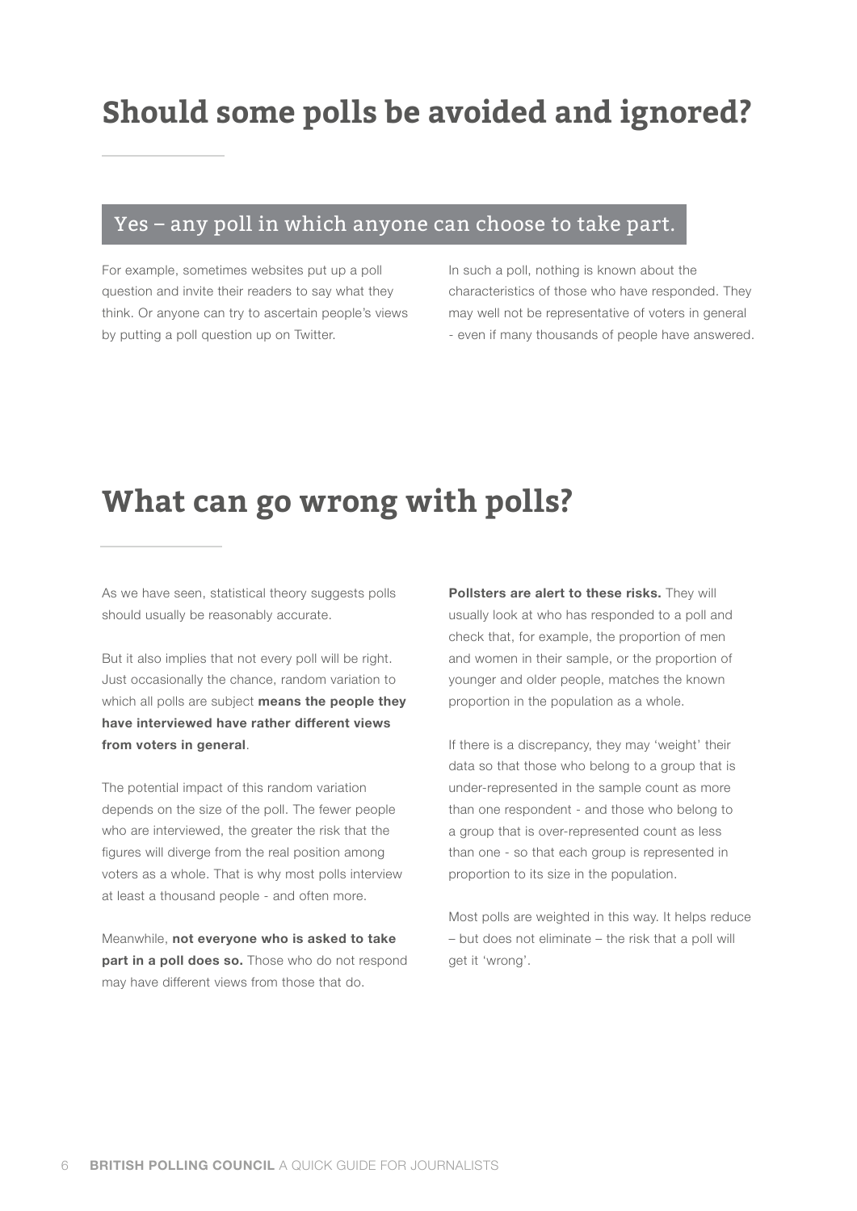# Should some polls be avoided and ignored?

## Yes – any poll in which anyone can choose to take part.

For example, sometimes websites put up a poll question and invite their readers to say what they think. Or anyone can try to ascertain people's views by putting a poll question up on Twitter.

In such a poll, nothing is known about the characteristics of those who have responded. They may well not be representative of voters in general - even if many thousands of people have answered.

# What can go wrong with polls?

As we have seen, statistical theory suggests polls should usually be reasonably accurate.

But it also implies that not every poll will be right. Just occasionally the chance, random variation to which all polls are subject **means the people they have interviewed have rather different views from voters in general**.

The potential impact of this random variation depends on the size of the poll. The fewer people who are interviewed, the greater the risk that the figures will diverge from the real position among voters as a whole. That is why most polls interview at least a thousand people - and often more.

Meanwhile, **not everyone who is asked to take part in a poll does so.** Those who do not respond may have different views from those that do.

**Pollsters are alert to these risks.** They will usually look at who has responded to a poll and check that, for example, the proportion of men and women in their sample, or the proportion of younger and older people, matches the known proportion in the population as a whole.

If there is a discrepancy, they may 'weight' their data so that those who belong to a group that is under-represented in the sample count as more than one respondent - and those who belong to a group that is over-represented count as less than one - so that each group is represented in proportion to its size in the population.

Most polls are weighted in this way. It helps reduce – but does not eliminate – the risk that a poll will get it 'wrong'.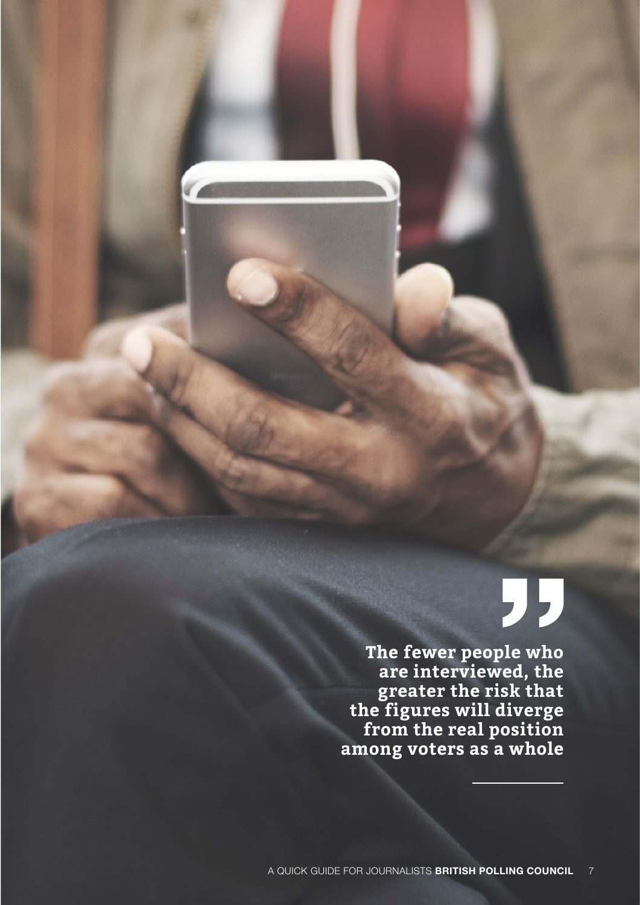> The fewer people who are interviewed, the greater the risk that the figures will diverge from the real position among voters as a whole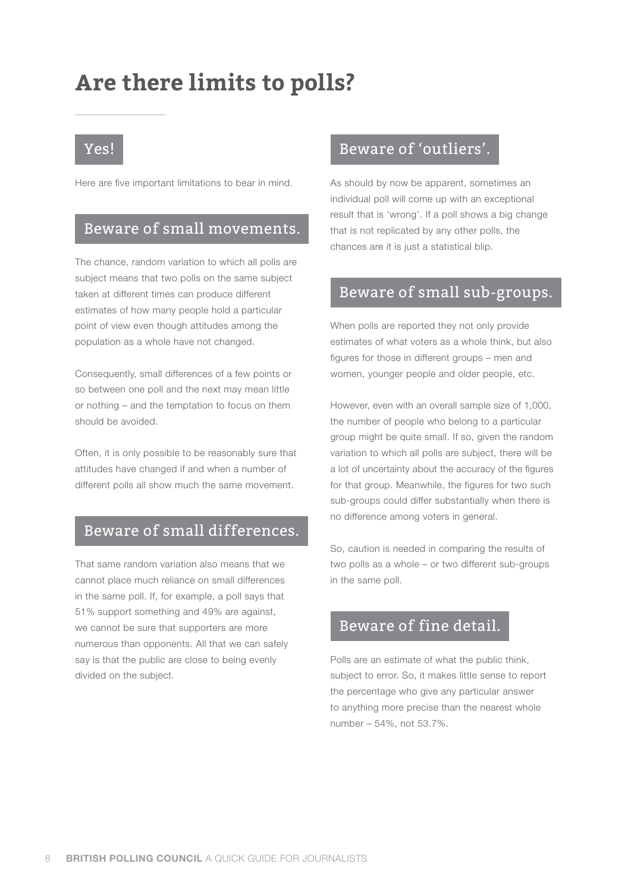# Are there limits to polls?

## Yes!

Here are five important limitations to bear in mind.

## Beware of small movements.

The chance, random variation to which all polls are subject means that two polls on the same subject taken at different times can produce different estimates of how many people hold a particular point of view even though attitudes among the population as a whole have not changed.

Consequently, small differences of a few points or so between one poll and the next may mean little or nothing – and the temptation to focus on them should be avoided.

Often, it is only possible to be reasonably sure that attitudes have changed if and when a number of different polls all show much the same movement.

## Beware of small differences.

That same random variation also means that we cannot place much reliance on small differences in the same poll. If, for example, a poll says that 51% support something and 49% are against, we cannot be sure that supporters are more numerous than opponents. All that we can safely say is that the public are close to being evenly divided on the subject.

## Beware of 'outliers'.

As should by now be apparent, sometimes an individual poll will come up with an exceptional result that is 'wrong'. If a poll shows a big change that is not replicated by any other polls, the chances are it is just a statistical blip.

## Beware of small sub-groups.

When polls are reported they not only provide estimates of what voters as a whole think, but also figures for those in different groups – men and women, younger people and older people, etc.

However, even with an overall sample size of 1,000, the number of people who belong to a particular group might be quite small. If so, given the random variation to which all polls are subject, there will be a lot of uncertainty about the accuracy of the figures for that group. Meanwhile, the figures for two such sub-groups could differ substantially when there is no difference among voters in general.

So, caution is needed in comparing the results of two polls as a whole – or two different sub-groups in the same poll.

## Beware of fine detail.

Polls are an estimate of what the public think, subject to error. So, it makes little sense to report the percentage who give any particular answer to anything more precise than the nearest whole number – 54%, not 53.7%.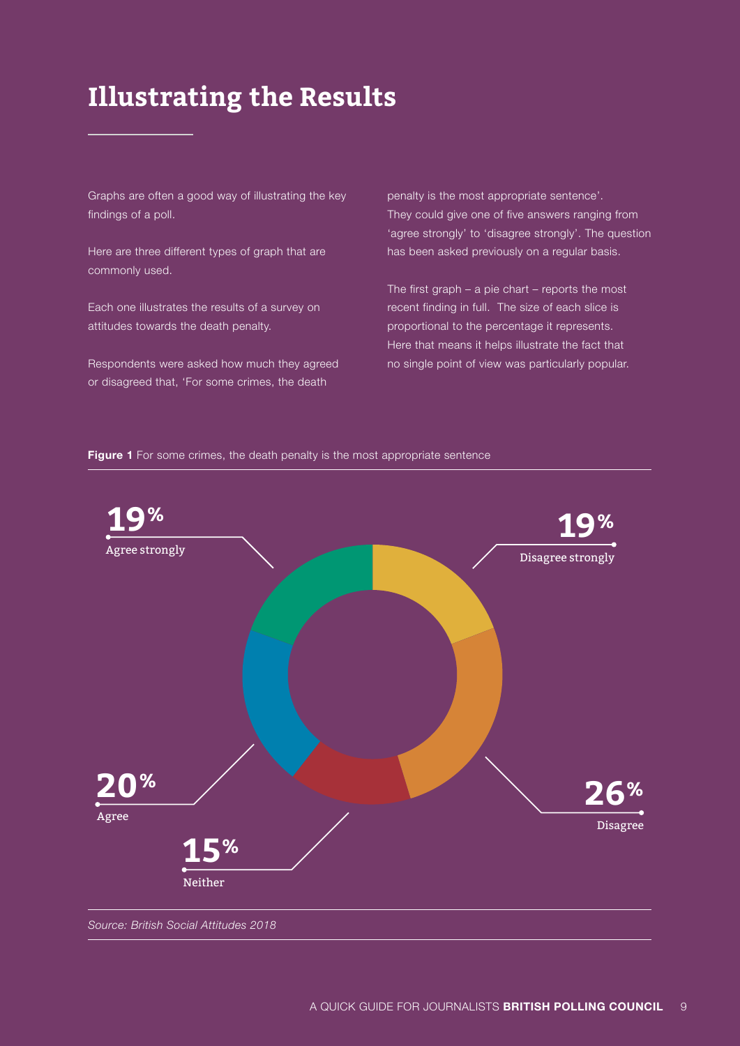# Illustrating the Results

Graphs are often a good way of illustrating the key findings of a poll.

Here are three different types of graph that are commonly used.

Each one illustrates the results of a survey on attitudes towards the death penalty.

Respondents were asked how much they agreed or disagreed that, 'For some crimes, the death penalty is the most appropriate sentence'. They could give one of five answers ranging from 'agree strongly' to 'disagree strongly'. The question has been asked previously on a regular basis.

The first graph – a pie chart – reports the most recent finding in full. The size of each slice is proportional to the percentage it represents. Here that means it helps illustrate the fact that no single point of view was particularly popular.

**Figure 1** For some crimes, the death penalty is the most appropriate sentence

19% Agree strongly

19% Disagree strongly

20% Agree

26% Disagree

15% Neither

*Source: British Social Attitudes 2018*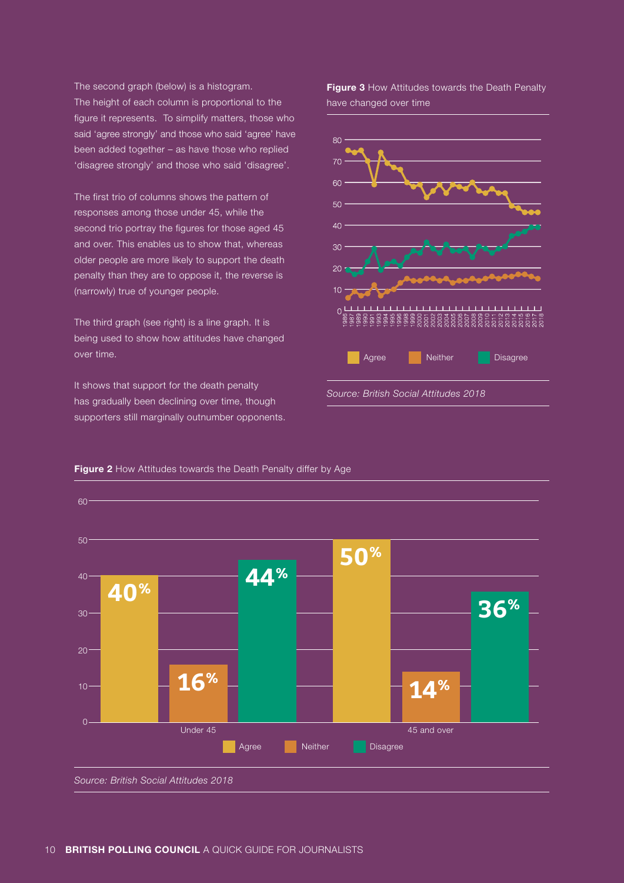The second graph (below) is a histogram. The height of each column is proportional to the figure it represents. To simplify matters, those who said 'agree strongly' and those who said 'agree' have been added together – as have those who replied 'disagree strongly' and those who said 'disagree'.

The first trio of columns shows the pattern of responses among those under 45, while the second trio portray the figures for those aged 45 and over. This enables us to show that, whereas older people are more likely to support the death penalty than they are to oppose it, the reverse is (narrowly) true of younger people.

The third graph (see right) is a line graph. It is being used to show how attitudes have changed over time.

It shows that support for the death penalty has gradually been declining over time, though supporters still marginally outnumber opponents.

**Figure 3** How Attitudes towards the Death Penalty have changed over time

*Source: British Social Attitudes 2018*

**Figure 2** How Attitudes towards the Death Penalty differ by Age

| | Agree | Neither | Disagree |
|---|---|---|---|
| Under 45 | 40% | 16% | 44% |
| 45 and over | 50% | 14% | 36% |

*Source: British Social Attitudes 2018*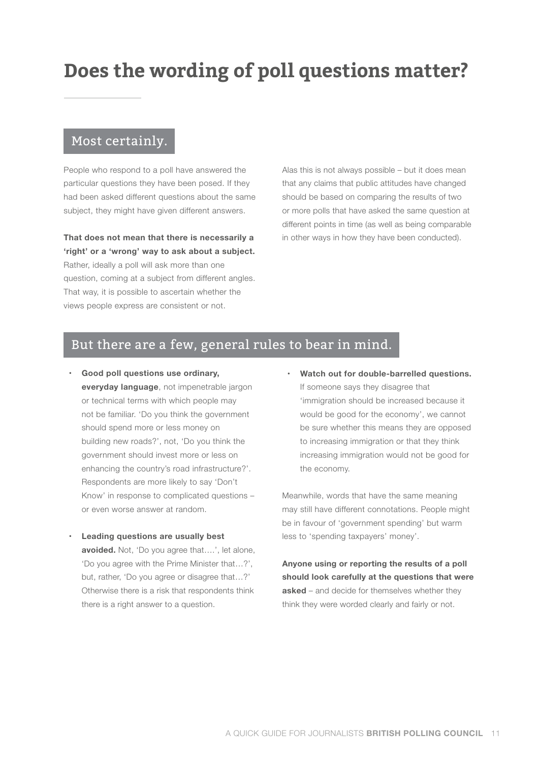# Does the wording of poll questions matter?

## Most certainly.

People who respond to a poll have answered the particular questions they have been posed. If they had been asked different questions about the same subject, they might have given different answers.

**That does not mean that there is necessarily a 'right' or a 'wrong' way to ask about a subject.** Rather, ideally a poll will ask more than one question, coming at a subject from different angles. That way, it is possible to ascertain whether the views people express are consistent or not.

Alas this is not always possible – but it does mean that any claims that public attitudes have changed should be based on comparing the results of two or more polls that have asked the same question at different points in time (as well as being comparable in other ways in how they have been conducted).

## But there are a few, general rules to bear in mind.

- **Good poll questions use ordinary, everyday language**, not impenetrable jargon or technical terms with which people may not be familiar. 'Do you think the government should spend more or less money on building new roads?', not, 'Do you think the government should invest more or less on enhancing the country's road infrastructure?'. Respondents are more likely to say 'Don't Know' in response to complicated questions – or even worse answer at random.
- **Leading questions are usually best avoided.** Not, 'Do you agree that….', let alone, 'Do you agree with the Prime Minister that…?', but, rather, 'Do you agree or disagree that…?' Otherwise there is a risk that respondents think there is a right answer to a question.
- **Watch out for double-barrelled questions.** If someone says they disagree that 'immigration should be increased because it would be good for the economy', we cannot be sure whether this means they are opposed to increasing immigration or that they think increasing immigration would not be good for the economy.

Meanwhile, words that have the same meaning may still have different connotations. People might be in favour of 'government spending' but warm less to 'spending taxpayers' money'.

**Anyone using or reporting the results of a poll should look carefully at the questions that were asked** – and decide for themselves whether they think they were worded clearly and fairly or not.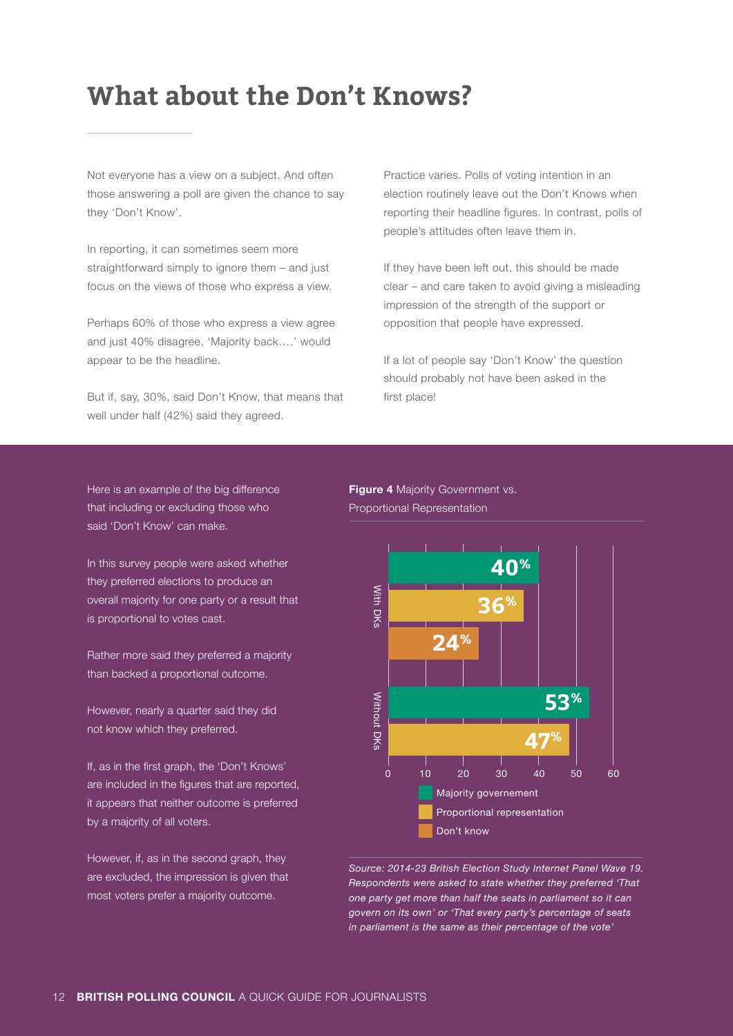# What about the Don't Knows?

Not everyone has a view on a subject. And often those answering a poll are given the chance to say they 'Don't Know'.

In reporting, it can sometimes seem more straightforward simply to ignore them – and just focus on the views of those who express a view.

Perhaps 60% of those who express a view agree and just 40% disagree. 'Majority back….' would appear to be the headline.

But if, say, 30%, said Don't Know, that means that well under half (42%) said they agreed.

Practice varies. Polls of voting intention in an election routinely leave out the Don't Knows when reporting their headline figures. In contrast, polls of people's attitudes often leave them in.

If they have been left out, this should be made clear – and care taken to avoid giving a misleading impression of the strength of the support or opposition that people have expressed.

If a lot of people say 'Don't Know' the question should probably not have been asked in the first place!

Here is an example of the big difference that including or excluding those who said 'Don't Know' can make.

In this survey people were asked whether they preferred elections to produce an overall majority for one party or a result that is proportional to votes cast.

Rather more said they preferred a majority than backed a proportional outcome.

However, nearly a quarter said they did not know which they preferred.

If, as in the first graph, the 'Don't Knows' are included in the figures that are reported, it appears that neither outcome is preferred by a majority of all voters.

However, if, as in the second graph, they are excluded, the impression is given that most voters prefer a majority outcome.

**Figure 4** Majority Government vs. Proportional Representation

| | Majority governement | Proportional representation | Don't know |
|---|---|---|---|
| With DKs | 40% | 36% | 24% |
| Without DKs | 53% | 47% | |

*Source: 2014-23 British Election Study Internet Panel Wave 19. Respondents were asked to state whether they preferred 'That one party get more than half the seats in parliament so it can govern on its own' or 'That every party's percentage of seats in parliament is the same as their percentage of the vote'*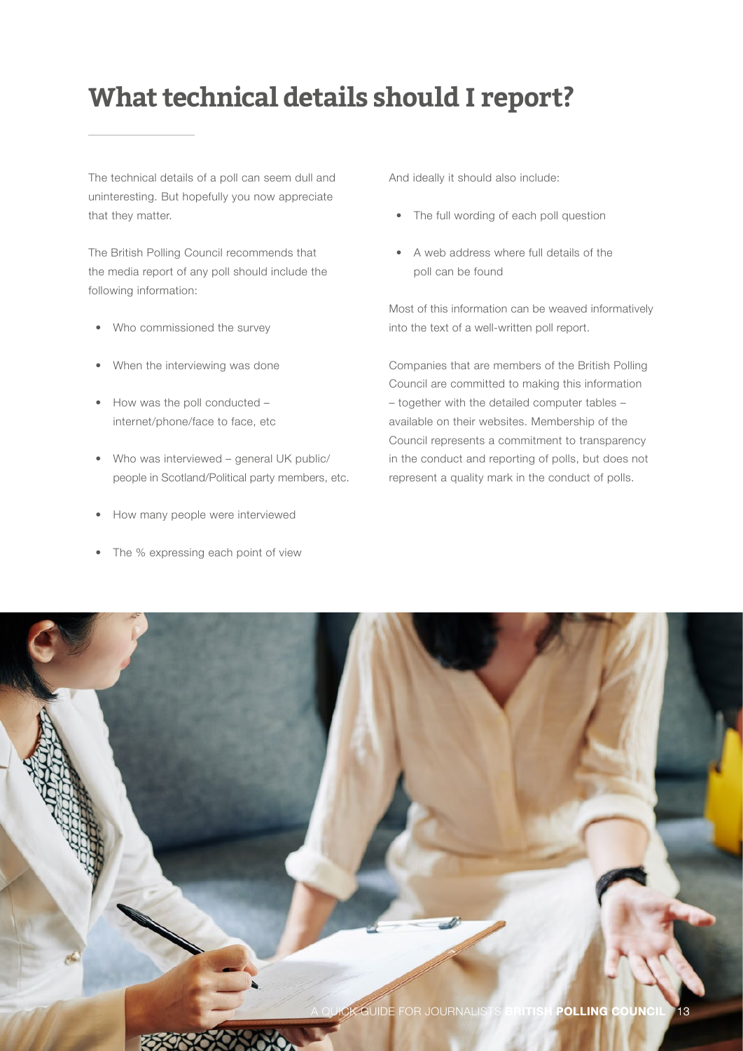# What technical details should I report?

The technical details of a poll can seem dull and uninteresting. But hopefully you now appreciate that they matter.

The British Polling Council recommends that the media report of any poll should include the following information:

- Who commissioned the survey
- When the interviewing was done
- How was the poll conducted – internet/phone/face to face, etc
- Who was interviewed – general UK public/ people in Scotland/Political party members, etc.
- How many people were interviewed
- The % expressing each point of view

And ideally it should also include:

- The full wording of each poll question
- A web address where full details of the poll can be found

Most of this information can be weaved informatively into the text of a well-written poll report.

Companies that are members of the British Polling Council are committed to making this information – together with the detailed computer tables – available on their websites. Membership of the Council represents a commitment to transparency in the conduct and reporting of polls, but does not represent a quality mark in the conduct of polls.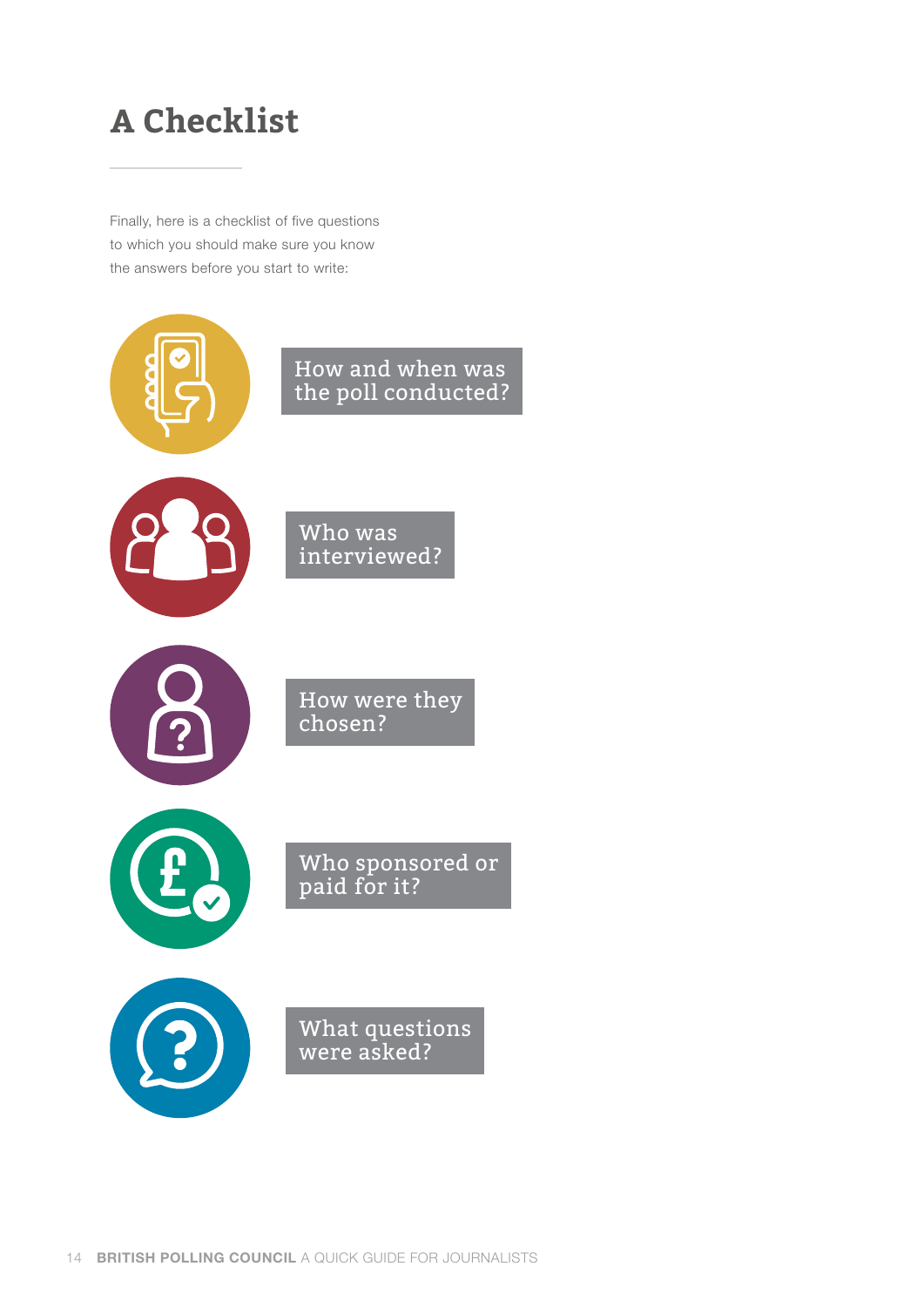# A Checklist

Finally, here is a checklist of five questions to which you should make sure you know the answers before you start to write:

- How and when was the poll conducted?
- Who was interviewed?
- How were they chosen?
- Who sponsored or paid for it?
- What questions were asked?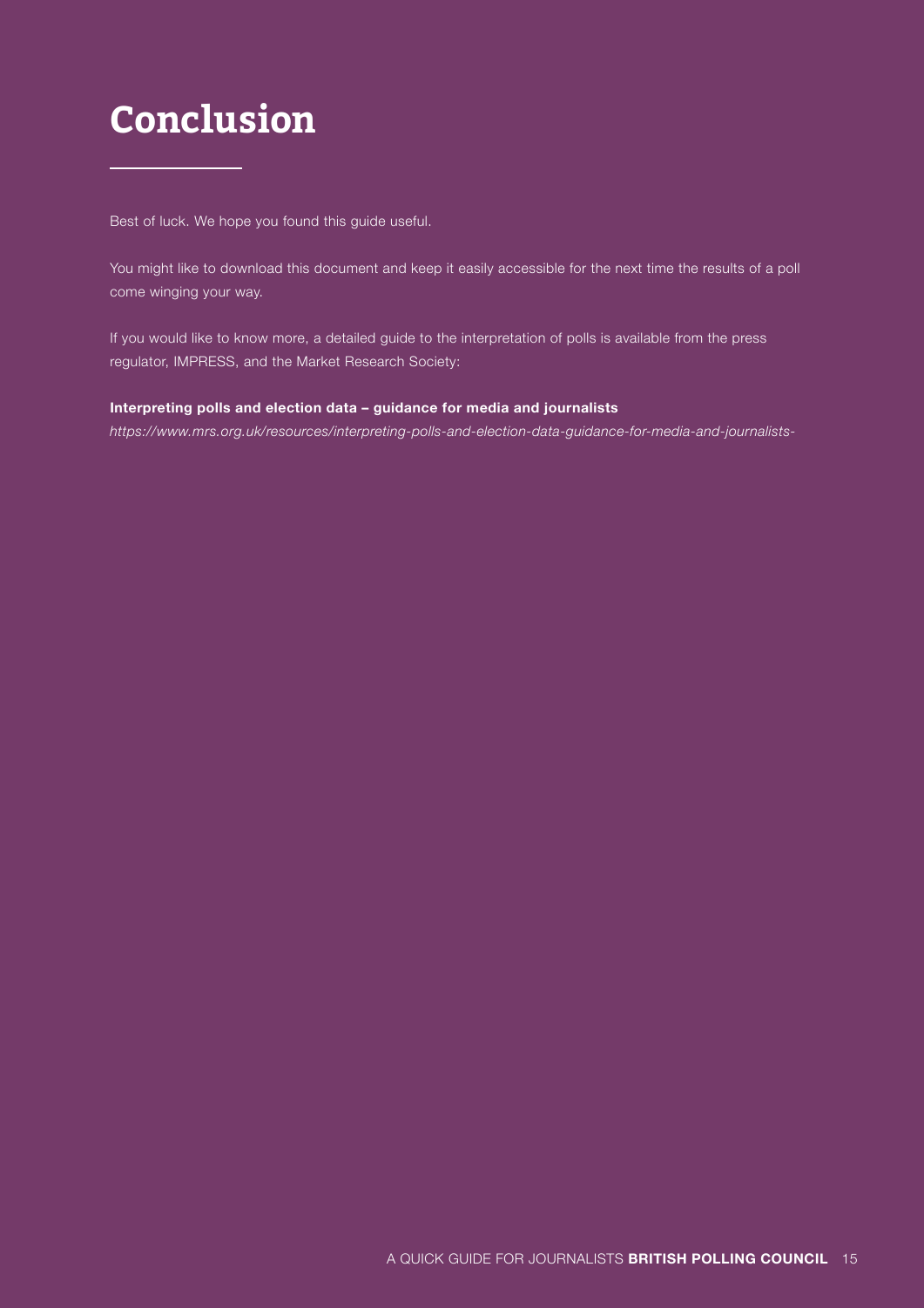# Conclusion

Best of luck. We hope you found this guide useful.

You might like to download this document and keep it easily accessible for the next time the results of a poll come winging your way.

If you would like to know more, a detailed guide to the interpretation of polls is available from the press regulator, IMPRESS, and the Market Research Society:

**Interpreting polls and election data – guidance for media and journalists**
*https://www.mrs.org.uk/resources/interpreting-polls-and-election-data-guidance-for-media-and-journalists-*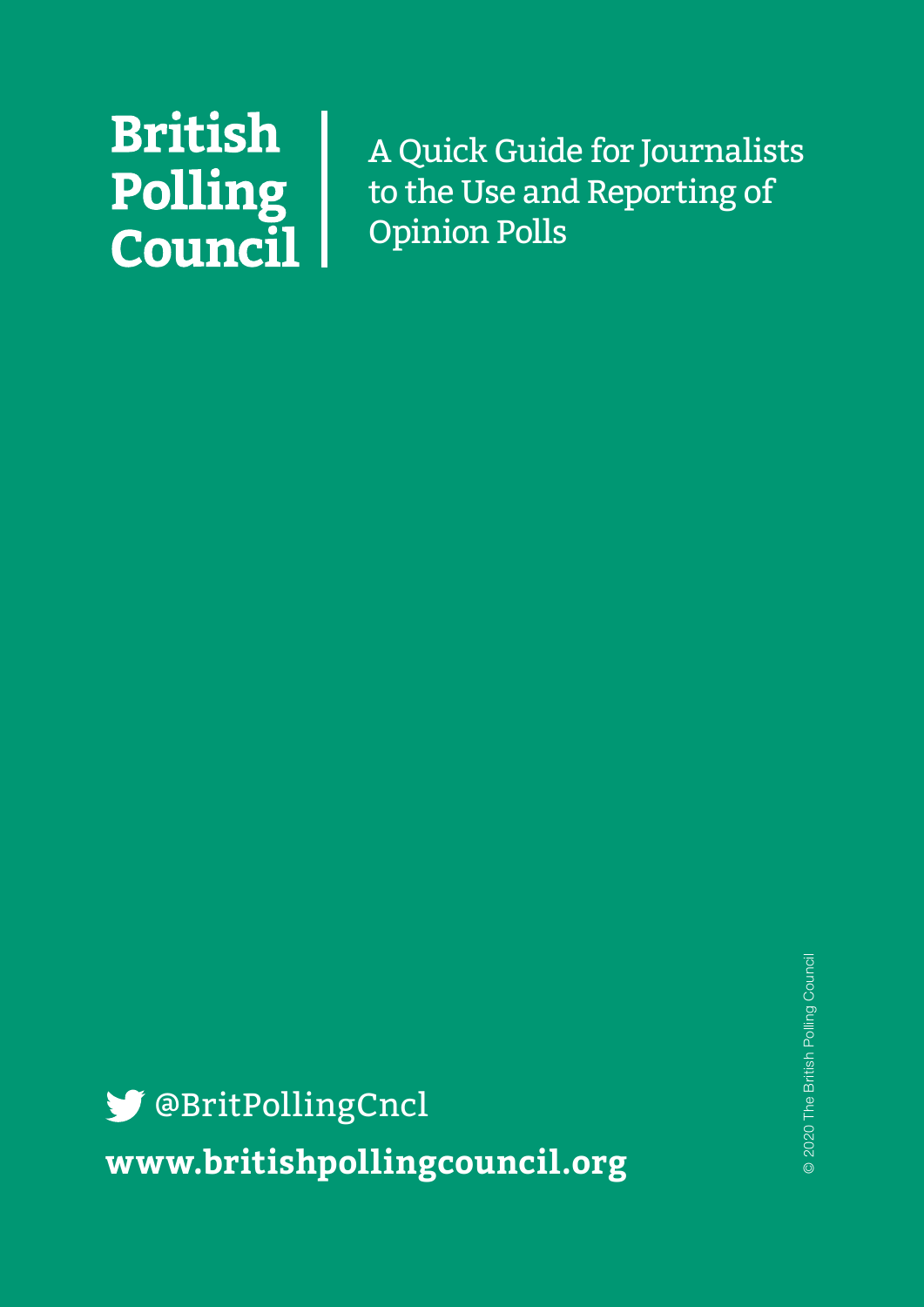# British Polling Council

A Quick Guide for Journalists to the Use and Reporting of Opinion Polls

@BritPollingCncl

**www.britishpollingcouncil.org**

© 2020 The British Polling Council